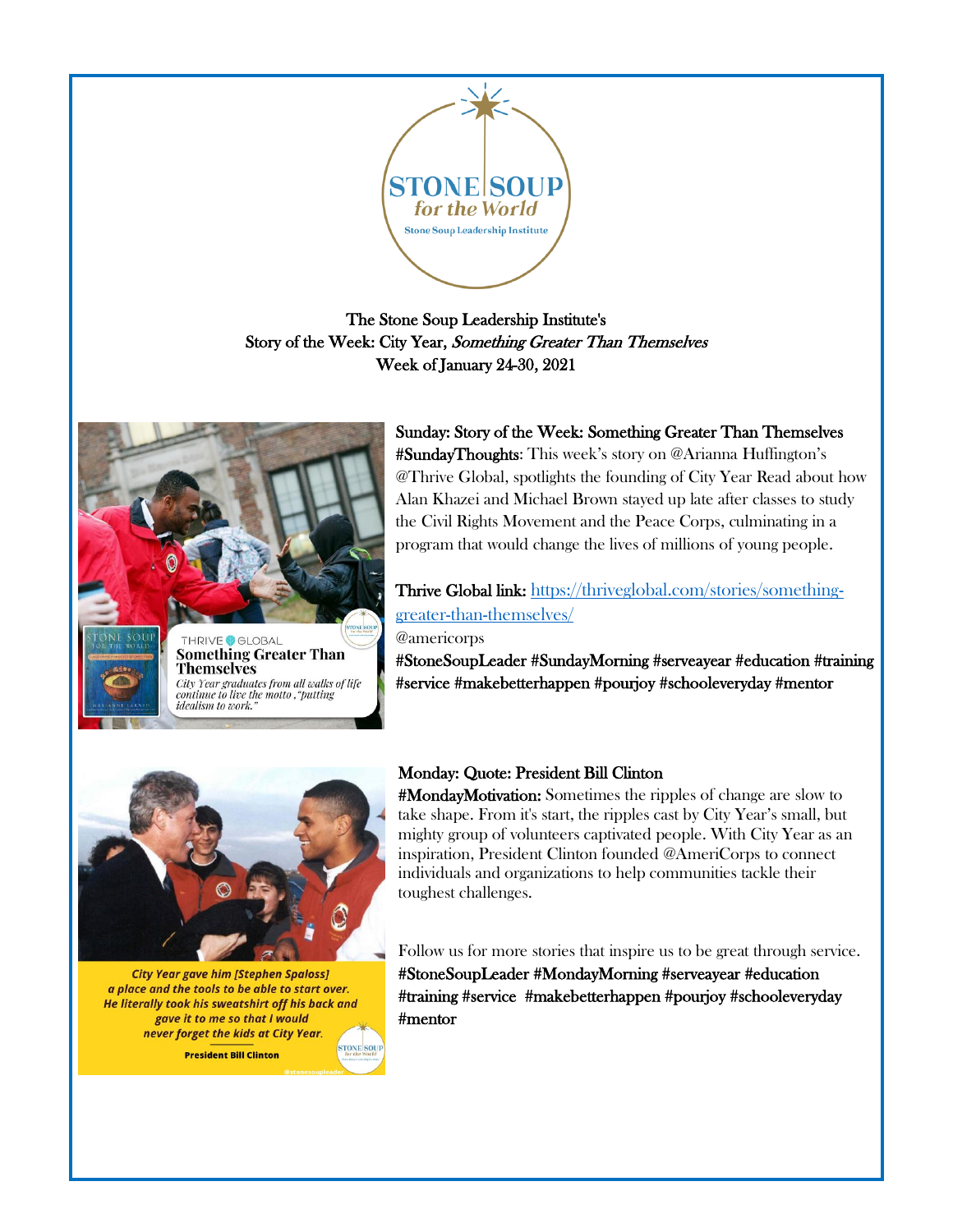The Stone Soup Leadership Institute's
Story of the Week: City Year, *Something Greater Than Themselves*
Week of January 24-30, 2021

**Sunday: Story of the Week: Something Greater Than Themselves**
**#SundayThoughts**: This week's story on @Arianna Huffington's @Thrive Global, spotlights the founding of City Year Read about how Alan Khazei and Michael Brown stayed up late after classes to study the Civil Rights Movement and the Peace Corps, culminating in a program that would change the lives of millions of young people.

**Thrive Global link:** https://thriveglobal.com/stories/something-greater-than-themselves/
@americorps
**#StoneSoupLeader #SundayMorning #serveayear #education #training #service #makebetterhappen #pourjoy #schooleveryday #mentor**

**Monday: Quote: President Bill Clinton**
**#MondayMotivation:** Sometimes the ripples of change are slow to take shape. From it's start, the ripples cast by City Year's small, but mighty group of volunteers captivated people. With City Year as an inspiration, President Clinton founded @AmeriCorps to connect individuals and organizations to help communities tackle their toughest challenges.

Follow us for more stories that inspire us to be great through service.
**#StoneSoupLeader #MondayMorning #serveayear #education #training #service #makebetterhappen #pourjoy #schooleveryday #mentor**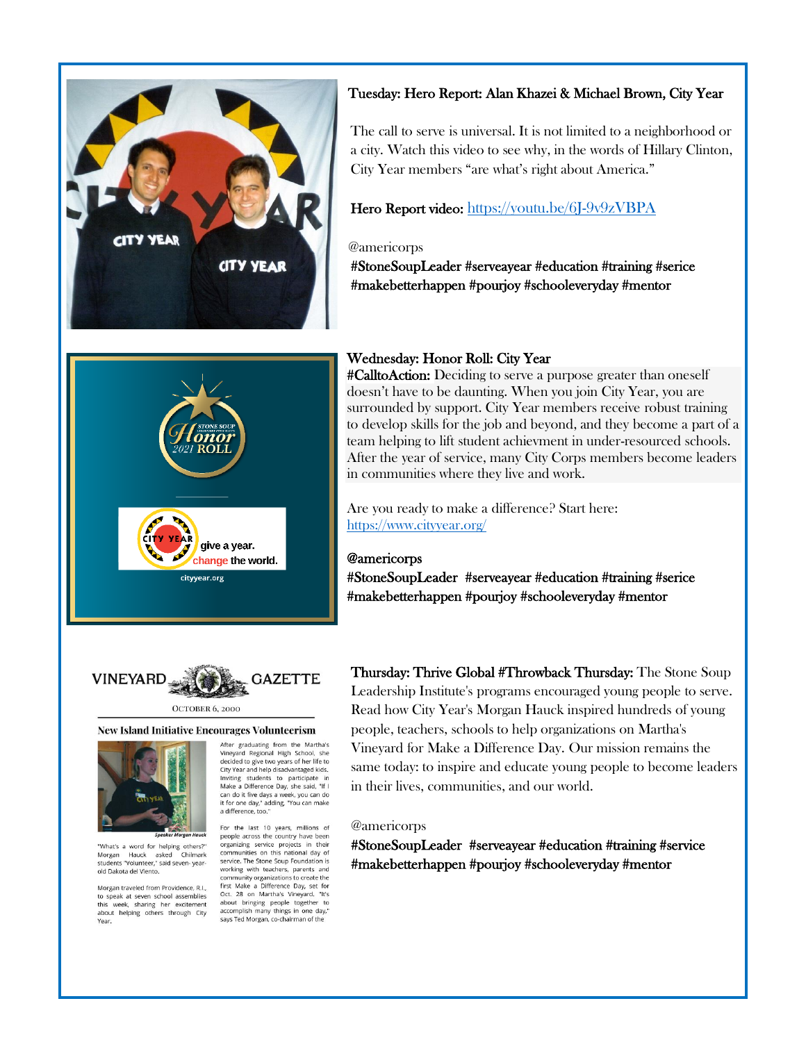## Tuesday: Hero Report: Alan Khazei & Michael Brown, City Year

The call to serve is universal. It is not limited to a neighborhood or a city. Watch this video to see why, in the words of Hillary Clinton, City Year members "are what's right about America."

**Hero Report video:** https://youtu.be/6J-9v9zVBPA

@americorps
#StoneSoupLeader #serveayear #education #training #serice #makebetterhappen #pourjoy #schooleveryday #mentor

## Wednesday: Honor Roll: City Year

**#CalltoAction:** Deciding to serve a purpose greater than oneself doesn't have to be daunting. When you join City Year, you are surrounded by support. City Year members receive robust training to develop skills for the job and beyond, and they become a part of a team helping to lift student achievment in under-resourced schools. After the year of service, many City Corps members become leaders in communities where they live and work.

Are you ready to make a difference? Start here: https://www.cityyear.org/

**@americorps**
#StoneSoupLeader #serveayear #education #training #serice #makebetterhappen #pourjoy #schooleveryday #mentor

## Thursday: Thrive Global #Throwback Thursday:

The Stone Soup Leadership Institute's programs encouraged young people to serve. Read how City Year's Morgan Hauck inspired hundreds of young people, teachers, schools to help organizations on Martha's Vineyard for Make a Difference Day. Our mission remains the same today: to inspire and educate young people to become leaders in their lives, communities, and our world.

@americorps
#StoneSoupLeader #serveayear #education #training #service #makebetterhappen #pourjoy #schooleveryday #mentor

**VINEYARD GAZETTE**

October 6, 2000

### New Island Initiative Encourages Volunteerism

*Speaker Morgan Hauck*

"What's a word for helping others?" Morgan Hauck asked Chilmark students "Volunteer," said seven-year-old Dakota del Viento.

Morgan traveled from Providence, R.I., to speak at seven school assemblies this week, sharing her excitement about helping others through City Year.

After graduating from the Martha's Vineyard Regional High School, she decided to give two years of her life to City Year and help disadvantaged kids. Inviting students to participate in Make a Difference Day, she said, "If I can do it five days a week, you can do it for one day," adding, "You can make a difference, too."

For the last 10 years, millions of people across the country have been organizing service projects in their communities on this national day of service. The Stone Soup Foundation is working with teachers, parents and community organizations to create the first Make a Difference Day, set for Oct. 28 on Martha's Vineyard. "It's about bringing people together to accomplish many things in one day," says Ted Morgan, co-chairman of the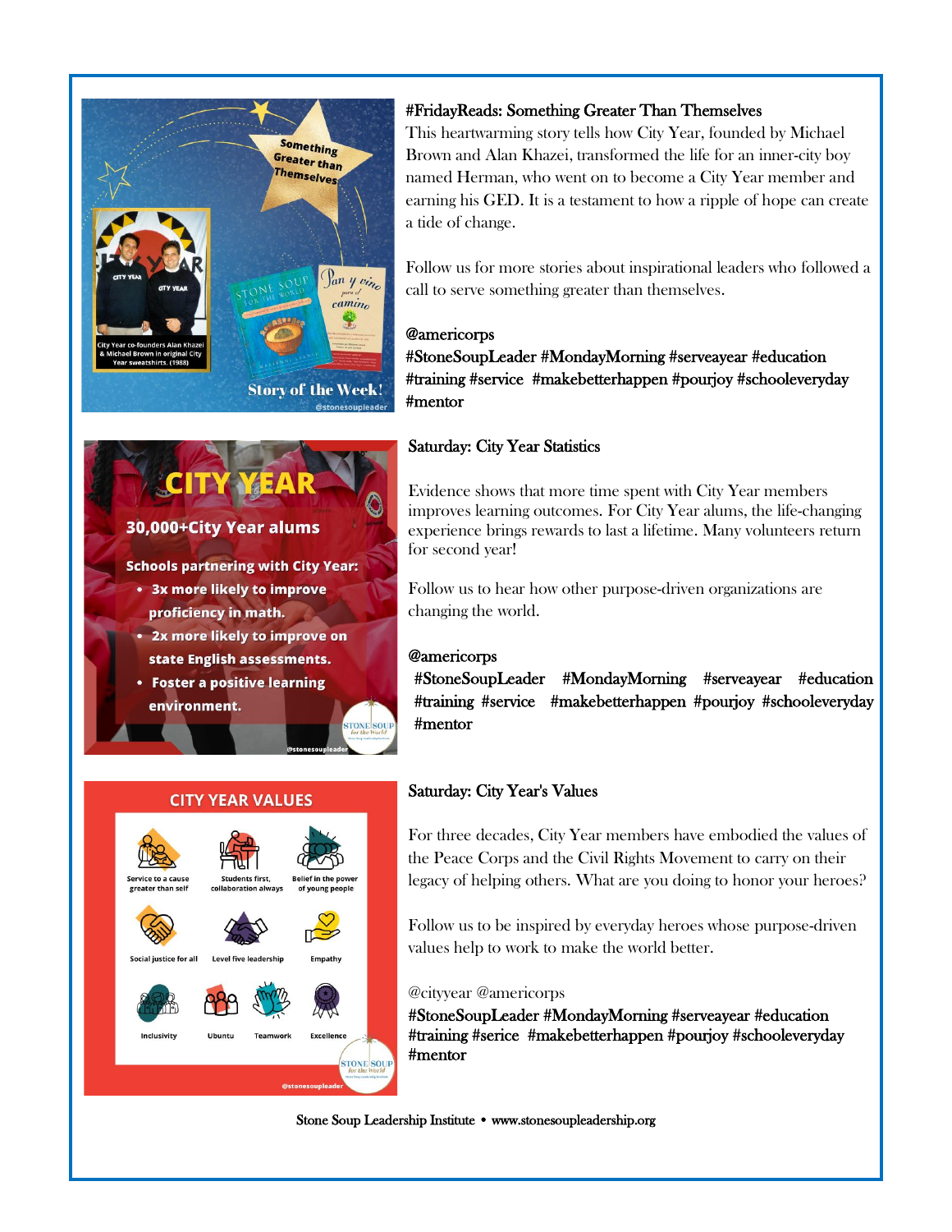#FridayReads: Something Greater Than Themselves

This heartwarming story tells how City Year, founded by Michael Brown and Alan Khazei, transformed the life for an inner-city boy named Herman, who went on to become a City Year member and earning his GED. It is a testament to how a ripple of hope can create a tide of change.

Follow us for more stories about inspirational leaders who followed a call to serve something greater than themselves.

@americorps
#StoneSoupLeader #MondayMorning #serveayear #education #training #service #makebetterhappen #pourjoy #schooleveryday #mentor

Saturday: City Year Statistics

Evidence shows that more time spent with City Year members improves learning outcomes. For City Year alums, the life-changing experience brings rewards to last a lifetime. Many volunteers return for second year!

Follow us to hear how other purpose-driven organizations are changing the world.

@americorps
#StoneSoupLeader #MondayMorning #serveayear #education #training #service #makebetterhappen #pourjoy #schooleveryday #mentor

Saturday: City Year's Values

For three decades, City Year members have embodied the values of the Peace Corps and the Civil Rights Movement to carry on their legacy of helping others. What are you doing to honor your heroes?

Follow us to be inspired by everyday heroes whose purpose-driven values help to work to make the world better.

@cityyear @americorps
#StoneSoupLeader #MondayMorning #serveayear #education #training #serice #makebetterhappen #pourjoy #schooleveryday #mentor

Stone Soup Leadership Institute • www.stonesoupleadership.org